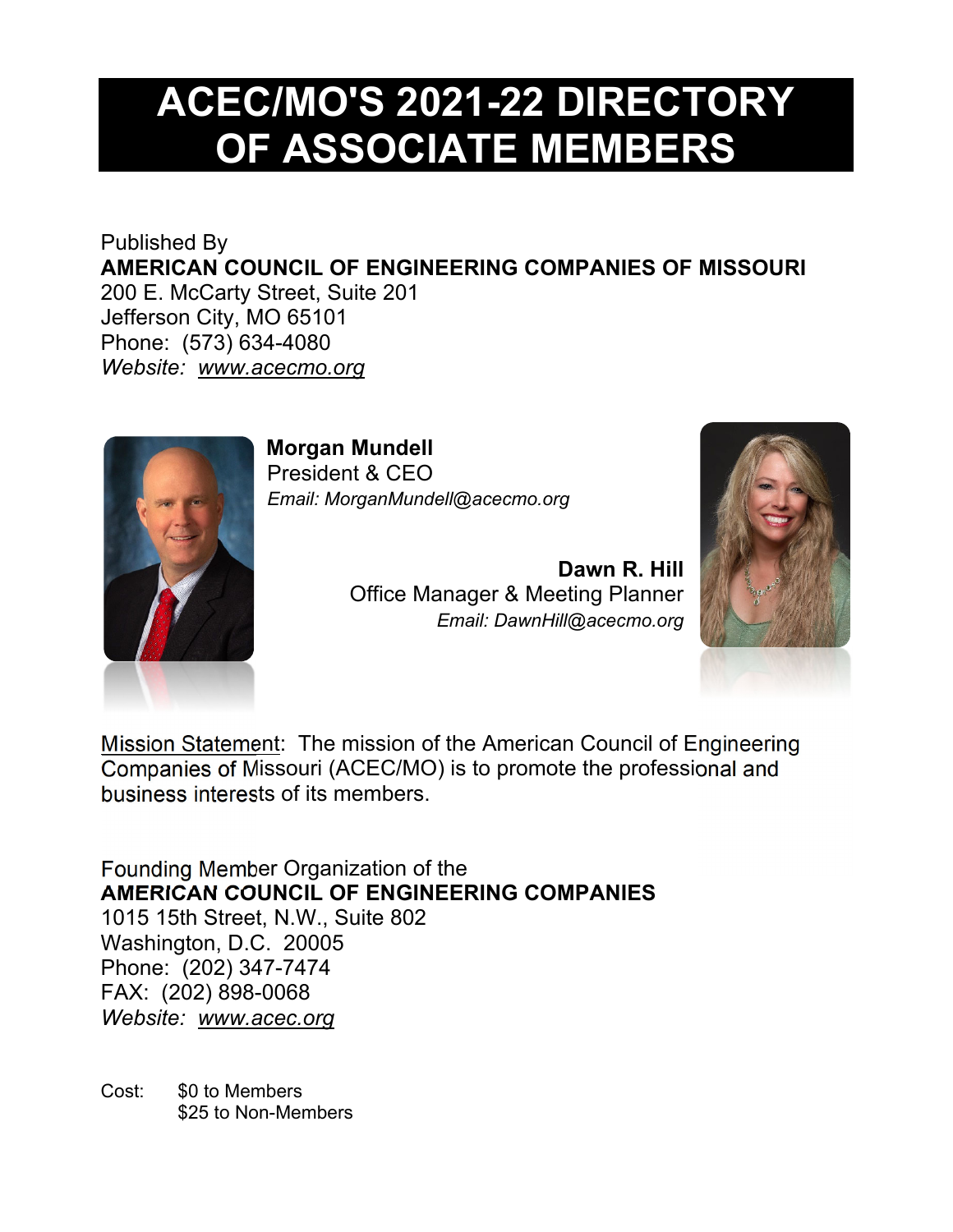# ACEC/MO'S 2021-22 DIRECTORY OF ASSOCIATE MEMBERS

Published By
**AMERICAN COUNCIL OF ENGINEERING COMPANIES OF MISSOURI**
200 E. McCarty Street, Suite 201
Jefferson City, MO 65101
Phone: (573) 634-4080
*Website: www.acecmo.org*

**Morgan Mundell**
President & CEO
*Email: MorganMundell@acecmo.org*

**Dawn R. Hill**
Office Manager & Meeting Planner
*Email: DawnHill@acecmo.org*

Mission Statement: The mission of the American Council of Engineering Companies of Missouri (ACEC/MO) is to promote the professional and business interests of its members.

Founding Member Organization of the
**AMERICAN COUNCIL OF ENGINEERING COMPANIES**
1015 15th Street, N.W., Suite 802
Washington, D.C. 20005
Phone: (202) 347-7474
FAX: (202) 898-0068
*Website: www.acec.org*

Cost: $0 to Members
$25 to Non-Members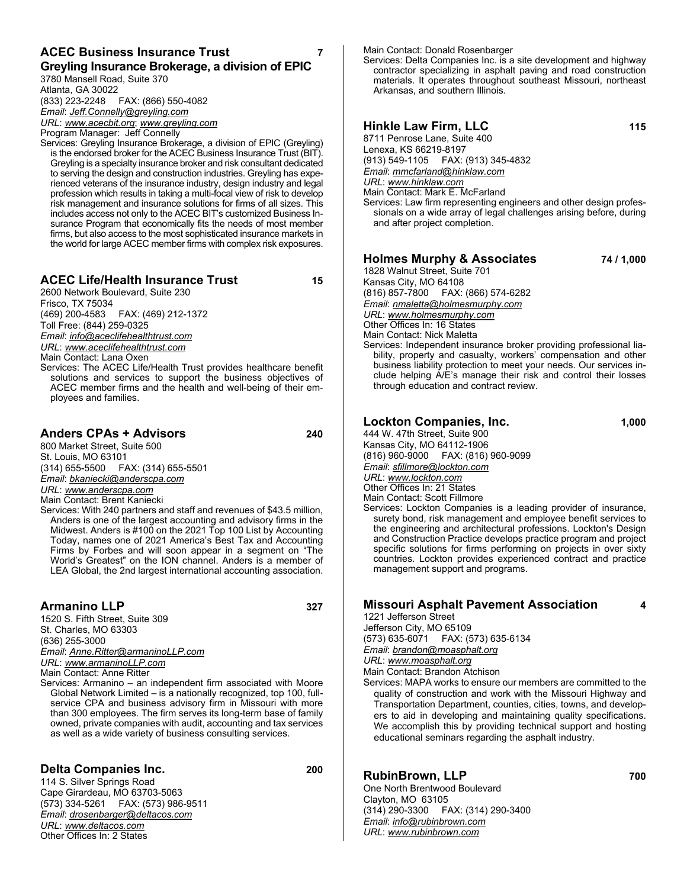## ACEC Business Insurance Trust — 7

### Greyling Insurance Brokerage, a division of EPIC

3780 Mansell Road, Suite 370
Atlanta, GA 30022
(833) 223-2248 FAX: (866) 550-4082
*Email*: *Jeff.Connelly@greyling.com*
*URL*: *www.acecbit.org*; *www.greyling.com*
Program Manager: Jeff Connelly
Services: Greyling Insurance Brokerage, a division of EPIC (Greyling) is the endorsed broker for the ACEC Business Insurance Trust (BIT). Greyling is a specialty insurance broker and risk consultant dedicated to serving the design and construction industries. Greyling has experienced veterans of the insurance industry, design industry and legal profession which results in taking a multi-focal view of risk to develop risk management and insurance solutions for firms of all sizes. This includes access not only to the ACEC BIT's customized Business Insurance Program that economically fits the needs of most member firms, but also access to the most sophisticated insurance markets in the world for large ACEC member firms with complex risk exposures.

## ACEC Life/Health Insurance Trust — 15

2600 Network Boulevard, Suite 230
Frisco, TX 75034
(469) 200-4583 FAX: (469) 212-1372
Toll Free: (844) 259-0325
*Email*: *info@aceclifehealthtrust.com*
*URL*: *www.aceclifehealthtrust.com*
Main Contact: Lana Oxen
Services: The ACEC Life/Health Trust provides healthcare benefit solutions and services to support the business objectives of ACEC member firms and the health and well-being of their employees and families.

## Anders CPAs + Advisors — 240

800 Market Street, Suite 500
St. Louis, MO 63101
(314) 655-5500 FAX: (314) 655-5501
*Email*: *bkaniecki@anderscpa.com*
*URL*: *www.anderscpa.com*
Main Contact: Brent Kaniecki
Services: With 240 partners and staff and revenues of $43.5 million, Anders is one of the largest accounting and advisory firms in the Midwest. Anders is #100 on the 2021 Top 100 List by Accounting Today, names one of 2021 America's Best Tax and Accounting Firms by Forbes and will soon appear in a segment on "The World's Greatest" on the ION channel. Anders is a member of LEA Global, the 2nd largest international accounting association.

## Armanino LLP — 327

1520 S. Fifth Street, Suite 309
St. Charles, MO 63303
(636) 255-3000
*Email*: *Anne.Ritter@armaninoLLP.com*
*URL*: *www.armaninoLLP.com*
Main Contact: Anne Ritter
Services: Armanino – an independent firm associated with Moore Global Network Limited – is a nationally recognized, top 100, full-service CPA and business advisory firm in Missouri with more than 300 employees. The firm serves its long-term base of family owned, private companies with audit, accounting and tax services as well as a wide variety of business consulting services.

## Delta Companies Inc. — 200

114 S. Silver Springs Road
Cape Girardeau, MO 63703-5063
(573) 334-5261 FAX: (573) 986-9511
*Email*: *drosenbarger@deltacos.com*
*URL*: *www.deltacos.com*
Other Offices In: 2 States
Main Contact: Donald Rosenbarger
Services: Delta Companies Inc. is a site development and highway contractor specializing in asphalt paving and road construction materials. It operates throughout southeast Missouri, northeast Arkansas, and southern Illinois.

## Hinkle Law Firm, LLC — 115

8711 Penrose Lane, Suite 400
Lenexa, KS 66219-8197
(913) 549-1105 FAX: (913) 345-4832
*Email*: *mmcfarland@hinklaw.com*
*URL*: *www.hinklaw.com*
Main Contact: Mark E. McFarland
Services: Law firm representing engineers and other design professionals on a wide array of legal challenges arising before, during and after project completion.

## Holmes Murphy & Associates — 74 / 1,000

1828 Walnut Street, Suite 701
Kansas City, MO 64108
(816) 857-7800 FAX: (866) 574-6282
*Email*: *nmaletta@holmesmurphy.com*
*URL*: *www.holmesmurphy.com*
Other Offices In: 16 States
Main Contact: Nick Maletta
Services: Independent insurance broker providing professional liability, property and casualty, workers' compensation and other business liability protection to meet your needs. Our services include helping A/E's manage their risk and control their losses through education and contract review.

## Lockton Companies, Inc. — 1,000

444 W. 47th Street, Suite 900
Kansas City, MO 64112-1906
(816) 960-9000 FAX: (816) 960-9099
*Email*: *sfillmore@lockton.com*
*URL*: *www.lockton.com*
Other Offices In: 21 States
Main Contact: Scott Fillmore
Services: Lockton Companies is a leading provider of insurance, surety bond, risk management and employee benefit services to the engineering and architectural professions. Lockton's Design and Construction Practice develops practice program and project specific solutions for firms performing on projects in over sixty countries. Lockton provides experienced contract and practice management support and programs.

## Missouri Asphalt Pavement Association — 4

1221 Jefferson Street
Jefferson City, MO 65109
(573) 635-6071 FAX: (573) 635-6134
*Email*: *brandon@moasphalt.org*
*URL*: *www.moasphalt.org*
Main Contact: Brandon Atchison
Services: MAPA works to ensure our members are committed to the quality of construction and work with the Missouri Highway and Transportation Department, counties, cities, towns, and developers to aid in developing and maintaining quality specifications. We accomplish this by providing technical support and hosting educational seminars regarding the asphalt industry.

## RubinBrown, LLP — 700

One North Brentwood Boulevard
Clayton, MO 63105
(314) 290-3300 FAX: (314) 290-3400
*Email*: *info@rubinbrown.com*
*URL*: *www.rubinbrown.com*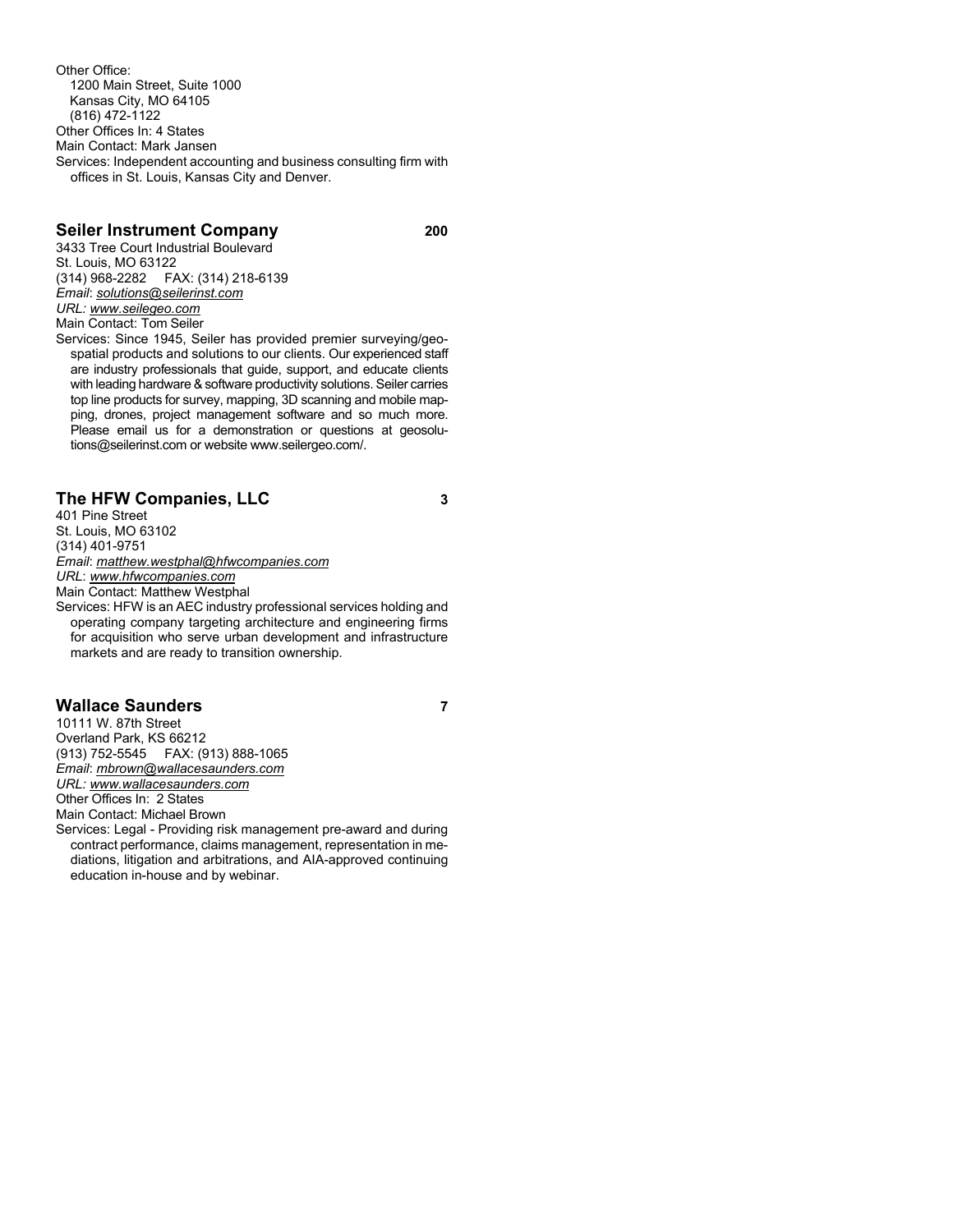Other Office:
1200 Main Street, Suite 1000
Kansas City, MO 64105
(816) 472-1122
Other Offices In: 4 States
Main Contact: Mark Jansen
Services: Independent accounting and business consulting firm with offices in St. Louis, Kansas City and Denver.

### Seiler Instrument Company **200**

3433 Tree Court Industrial Boulevard
St. Louis, MO 63122
(314) 968-2282 FAX: (314) 218-6139
*Email*: solutions@seilerinst.com
*URL*: www.seilegeo.com
Main Contact: Tom Seiler
Services: Since 1945, Seiler has provided premier surveying/geospatial products and solutions to our clients. Our experienced staff are industry professionals that guide, support, and educate clients with leading hardware & software productivity solutions. Seiler carries top line products for survey, mapping, 3D scanning and mobile mapping, drones, project management software and so much more. Please email us for a demonstration or questions at geosolutions@seilerinst.com or website www.seilergeo.com/.

### The HFW Companies, LLC **3**

401 Pine Street
St. Louis, MO 63102
(314) 401-9751
*Email*: matthew.westphal@hfwcompanies.com
*URL*: www.hfwcompanies.com
Main Contact: Matthew Westphal
Services: HFW is an AEC industry professional services holding and operating company targeting architecture and engineering firms for acquisition who serve urban development and infrastructure markets and are ready to transition ownership.

### Wallace Saunders **7**

10111 W. 87th Street
Overland Park, KS 66212
(913) 752-5545 FAX: (913) 888-1065
*Email*: mbrown@wallacesaunders.com
*URL*: www.wallacesaunders.com
Other Offices In: 2 States
Main Contact: Michael Brown
Services: Legal - Providing risk management pre-award and during contract performance, claims management, representation in mediations, litigation and arbitrations, and AIA-approved continuing education in-house and by webinar.